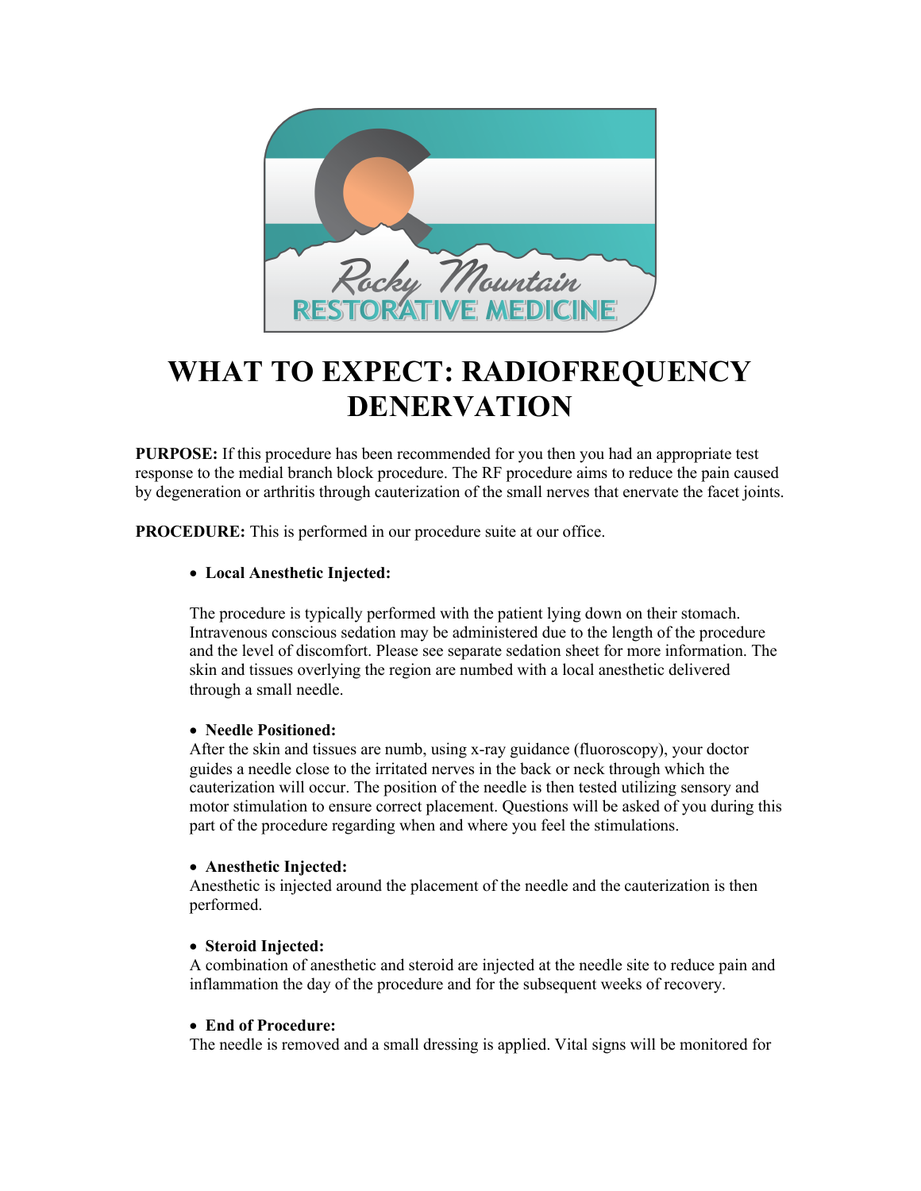# WHAT TO EXPECT: RADIOFREQUENCY DENERVATION

**PURPOSE:** If this procedure has been recommended for you then you had an appropriate test response to the medial branch block procedure. The RF procedure aims to reduce the pain caused by degeneration or arthritis through cauterization of the small nerves that enervate the facet joints.

**PROCEDURE:** This is performed in our procedure suite at our office.

- **Local Anesthetic Injected:**

  The procedure is typically performed with the patient lying down on their stomach. Intravenous conscious sedation may be administered due to the length of the procedure and the level of discomfort. Please see separate sedation sheet for more information. The skin and tissues overlying the region are numbed with a local anesthetic delivered through a small needle.

- **Needle Positioned:**
  After the skin and tissues are numb, using x-ray guidance (fluoroscopy), your doctor guides a needle close to the irritated nerves in the back or neck through which the cauterization will occur. The position of the needle is then tested utilizing sensory and motor stimulation to ensure correct placement. Questions will be asked of you during this part of the procedure regarding when and where you feel the stimulations.

- **Anesthetic Injected:**
  Anesthetic is injected around the placement of the needle and the cauterization is then performed.

- **Steroid Injected:**
  A combination of anesthetic and steroid are injected at the needle site to reduce pain and inflammation the day of the procedure and for the subsequent weeks of recovery.

- **End of Procedure:**
  The needle is removed and a small dressing is applied. Vital signs will be monitored for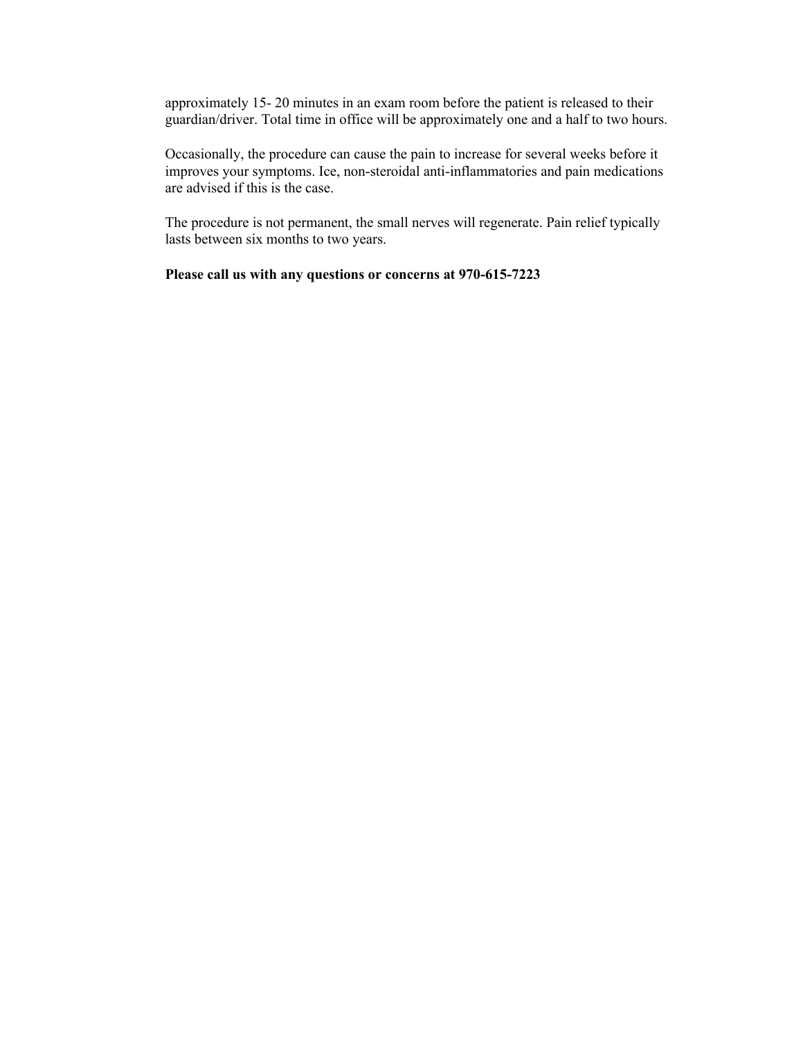approximately 15- 20 minutes in an exam room before the patient is released to their guardian/driver. Total time in office will be approximately one and a half to two hours.

Occasionally, the procedure can cause the pain to increase for several weeks before it improves your symptoms. Ice, non-steroidal anti-inflammatories and pain medications are advised if this is the case.

The procedure is not permanent, the small nerves will regenerate. Pain relief typically lasts between six months to two years.

**Please call us with any questions or concerns at 970-615-7223**